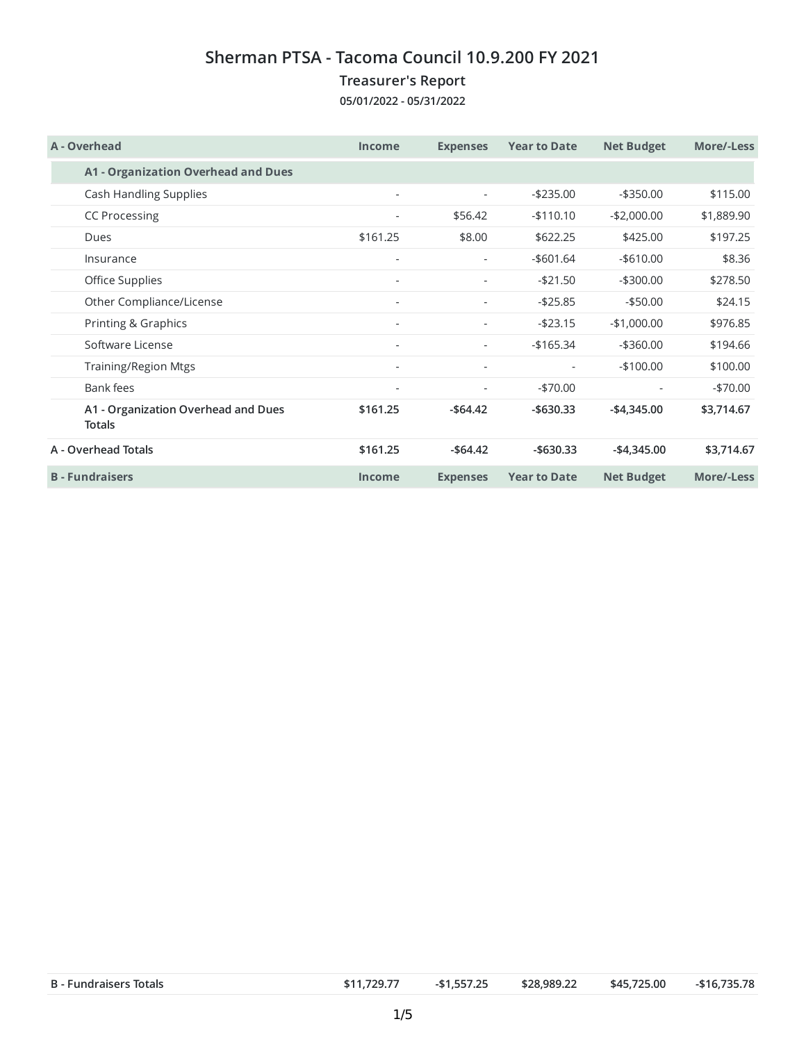# Sherman PTSA - Tacoma Council 10.9.200 FY 2021

## Treasurer's Report

**05/01/2022 - 05/31/2022**

| A - Overhead | Income | Expenses | Year to Date | Net Budget | More/-Less |
|---|---|---|---|---|---|
| **A1 - Organization Overhead and Dues** | | | | | |
| Cash Handling Supplies | - | - | -$235.00 | -$350.00 | $115.00 |
| CC Processing | - | $56.42 | -$110.10 | -$2,000.00 | $1,889.90 |
| Dues | $161.25 | $8.00 | $622.25 | $425.00 | $197.25 |
| Insurance | - | - | -$601.64 | -$610.00 | $8.36 |
| Office Supplies | - | - | -$21.50 | -$300.00 | $278.50 |
| Other Compliance/License | - | - | -$25.85 | -$50.00 | $24.15 |
| Printing & Graphics | - | - | -$23.15 | -$1,000.00 | $976.85 |
| Software License | - | - | -$165.34 | -$360.00 | $194.66 |
| Training/Region Mtgs | - | - | - | -$100.00 | $100.00 |
| Bank fees | - | - | -$70.00 | - | -$70.00 |
| **A1 - Organization Overhead and Dues Totals** | **$161.25** | **-$64.42** | **-$630.33** | **-$4,345.00** | **$3,714.67** |
| **A - Overhead Totals** | **$161.25** | **-$64.42** | **-$630.33** | **-$4,345.00** | **$3,714.67** |

| B - Fundraisers | Income | Expenses | Year to Date | Net Budget | More/-Less |
|---|---|---|---|---|---|
| **B - Fundraisers Totals** | **$11,729.77** | **-$1,557.25** | **$28,989.22** | **$45,725.00** | **-$16,735.78** |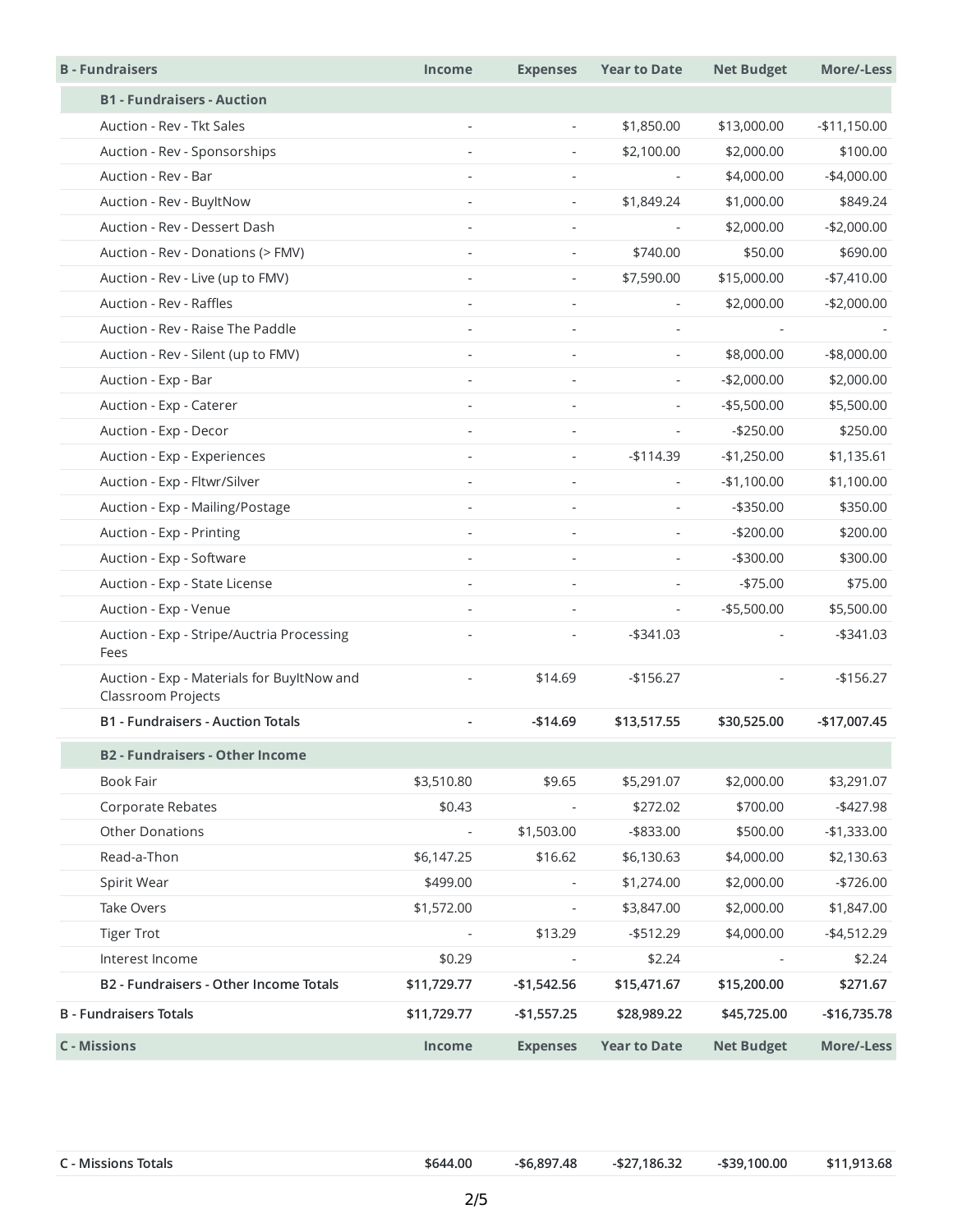| B - Fundraisers | Income | Expenses | Year to Date | Net Budget | More/-Less |
|---|---|---|---|---|---|
| **B1 - Fundraisers - Auction** | | | | | |
| Auction - Rev - Tkt Sales | - | - | $1,850.00 | $13,000.00 | -$11,150.00 |
| Auction - Rev - Sponsorships | - | - | $2,100.00 | $2,000.00 | $100.00 |
| Auction - Rev - Bar | - | - | - | $4,000.00 | -$4,000.00 |
| Auction - Rev - BuyItNow | - | - | $1,849.24 | $1,000.00 | $849.24 |
| Auction - Rev - Dessert Dash | - | - | - | $2,000.00 | -$2,000.00 |
| Auction - Rev - Donations (> FMV) | - | - | $740.00 | $50.00 | $690.00 |
| Auction - Rev - Live (up to FMV) | - | - | $7,590.00 | $15,000.00 | -$7,410.00 |
| Auction - Rev - Raffles | - | - | - | $2,000.00 | -$2,000.00 |
| Auction - Rev - Raise The Paddle | - | - | - | - | - |
| Auction - Rev - Silent (up to FMV) | - | - | - | $8,000.00 | -$8,000.00 |
| Auction - Exp - Bar | - | - | - | -$2,000.00 | $2,000.00 |
| Auction - Exp - Caterer | - | - | - | -$5,500.00 | $5,500.00 |
| Auction - Exp - Decor | - | - | - | -$250.00 | $250.00 |
| Auction - Exp - Experiences | - | - | -$114.39 | -$1,250.00 | $1,135.61 |
| Auction - Exp - Fltwr/Silver | - | - | - | -$1,100.00 | $1,100.00 |
| Auction - Exp - Mailing/Postage | - | - | - | -$350.00 | $350.00 |
| Auction - Exp - Printing | - | - | - | -$200.00 | $200.00 |
| Auction - Exp - Software | - | - | - | -$300.00 | $300.00 |
| Auction - Exp - State License | - | - | - | -$75.00 | $75.00 |
| Auction - Exp - Venue | - | - | - | -$5,500.00 | $5,500.00 |
| Auction - Exp - Stripe/Auctria Processing Fees | - | - | -$341.03 | - | -$341.03 |
| Auction - Exp - Materials for BuyItNow and Classroom Projects | - | $14.69 | -$156.27 | - | -$156.27 |
| **B1 - Fundraisers - Auction Totals** | **-** | **-$14.69** | **$13,517.55** | **$30,525.00** | **-$17,007.45** |
| **B2 - Fundraisers - Other Income** | | | | | |
| Book Fair | $3,510.80 | $9.65 | $5,291.07 | $2,000.00 | $3,291.07 |
| Corporate Rebates | $0.43 | - | $272.02 | $700.00 | -$427.98 |
| Other Donations | - | $1,503.00 | -$833.00 | $500.00 | -$1,333.00 |
| Read-a-Thon | $6,147.25 | $16.62 | $6,130.63 | $4,000.00 | $2,130.63 |
| Spirit Wear | $499.00 | - | $1,274.00 | $2,000.00 | -$726.00 |
| Take Overs | $1,572.00 | - | $3,847.00 | $2,000.00 | $1,847.00 |
| Tiger Trot | - | $13.29 | -$512.29 | $4,000.00 | -$4,512.29 |
| Interest Income | $0.29 | - | $2.24 | - | $2.24 |
| **B2 - Fundraisers - Other Income Totals** | **$11,729.77** | **-$1,542.56** | **$15,471.67** | **$15,200.00** | **$271.67** |
| **B - Fundraisers Totals** | **$11,729.77** | **-$1,557.25** | **$28,989.22** | **$45,725.00** | **-$16,735.78** |

| C - Missions | Income | Expenses | Year to Date | Net Budget | More/-Less |
|---|---|---|---|---|---|
| **C - Missions Totals** | **$644.00** | **-$6,897.48** | **-$27,186.32** | **-$39,100.00** | **$11,913.68** |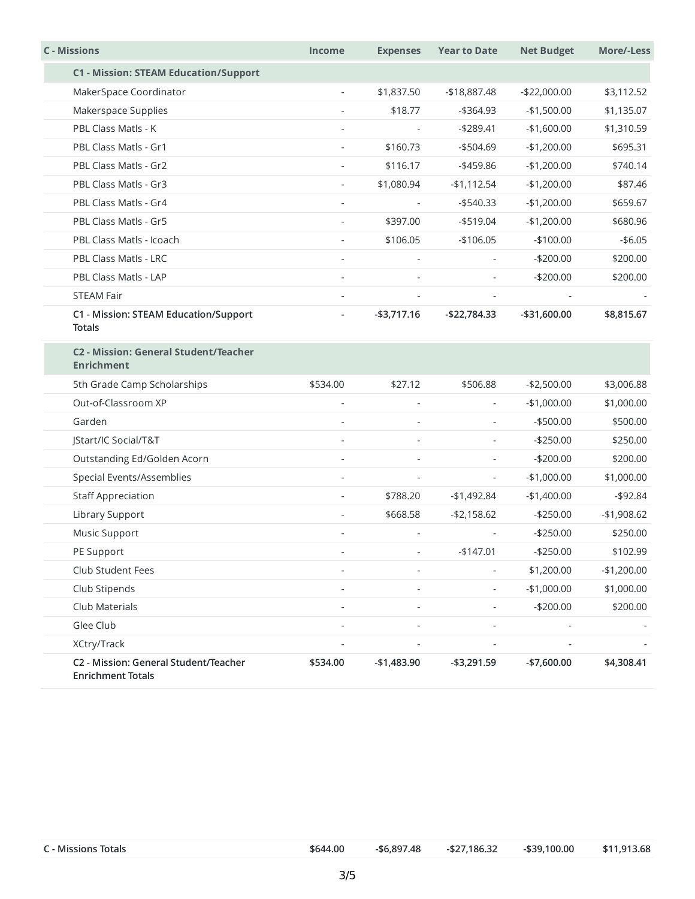| C - Missions | Income | Expenses | Year to Date | Net Budget | More/-Less |
|---|---|---|---|---|---|
| **C1 - Mission: STEAM Education/Support** | | | | | |
| MakerSpace Coordinator | - | $1,837.50 | -$18,887.48 | -$22,000.00 | $3,112.52 |
| Makerspace Supplies | - | $18.77 | -$364.93 | -$1,500.00 | $1,135.07 |
| PBL Class Matls - K | - | - | -$289.41 | -$1,600.00 | $1,310.59 |
| PBL Class Matls - Gr1 | - | $160.73 | -$504.69 | -$1,200.00 | $695.31 |
| PBL Class Matls - Gr2 | - | $116.17 | -$459.86 | -$1,200.00 | $740.14 |
| PBL Class Matls - Gr3 | - | $1,080.94 | -$1,112.54 | -$1,200.00 | $87.46 |
| PBL Class Matls - Gr4 | - | - | -$540.33 | -$1,200.00 | $659.67 |
| PBL Class Matls - Gr5 | - | $397.00 | -$519.04 | -$1,200.00 | $680.96 |
| PBL Class Matls - Icoach | - | $106.05 | -$106.05 | -$100.00 | -$6.05 |
| PBL Class Matls - LRC | - | - | - | -$200.00 | $200.00 |
| PBL Class Matls - LAP | - | - | - | -$200.00 | $200.00 |
| STEAM Fair | - | - | - | - | - |
| **C1 - Mission: STEAM Education/Support Totals** | **-** | **-$3,717.16** | **-$22,784.33** | **-$31,600.00** | **$8,815.67** |
| **C2 - Mission: General Student/Teacher Enrichment** | | | | | |
| 5th Grade Camp Scholarships | $534.00 | $27.12 | $506.88 | -$2,500.00 | $3,006.88 |
| Out-of-Classroom XP | - | - | - | -$1,000.00 | $1,000.00 |
| Garden | - | - | - | -$500.00 | $500.00 |
| JStart/IC Social/T&T | - | - | - | -$250.00 | $250.00 |
| Outstanding Ed/Golden Acorn | - | - | - | -$200.00 | $200.00 |
| Special Events/Assemblies | - | - | - | -$1,000.00 | $1,000.00 |
| Staff Appreciation | - | $788.20 | -$1,492.84 | -$1,400.00 | -$92.84 |
| Library Support | - | $668.58 | -$2,158.62 | -$250.00 | -$1,908.62 |
| Music Support | - | - | - | -$250.00 | $250.00 |
| PE Support | - | - | -$147.01 | -$250.00 | $102.99 |
| Club Student Fees | - | - | - | $1,200.00 | -$1,200.00 |
| Club Stipends | - | - | - | -$1,000.00 | $1,000.00 |
| Club Materials | - | - | - | -$200.00 | $200.00 |
| Glee Club | - | - | - | - | - |
| XCtry/Track | - | - | - | - | - |
| **C2 - Mission: General Student/Teacher Enrichment Totals** | **$534.00** | **-$1,483.90** | **-$3,291.59** | **-$7,600.00** | **$4,308.41** |
| **C - Missions Totals** | **$644.00** | **-$6,897.48** | **-$27,186.32** | **-$39,100.00** | **$11,913.68** |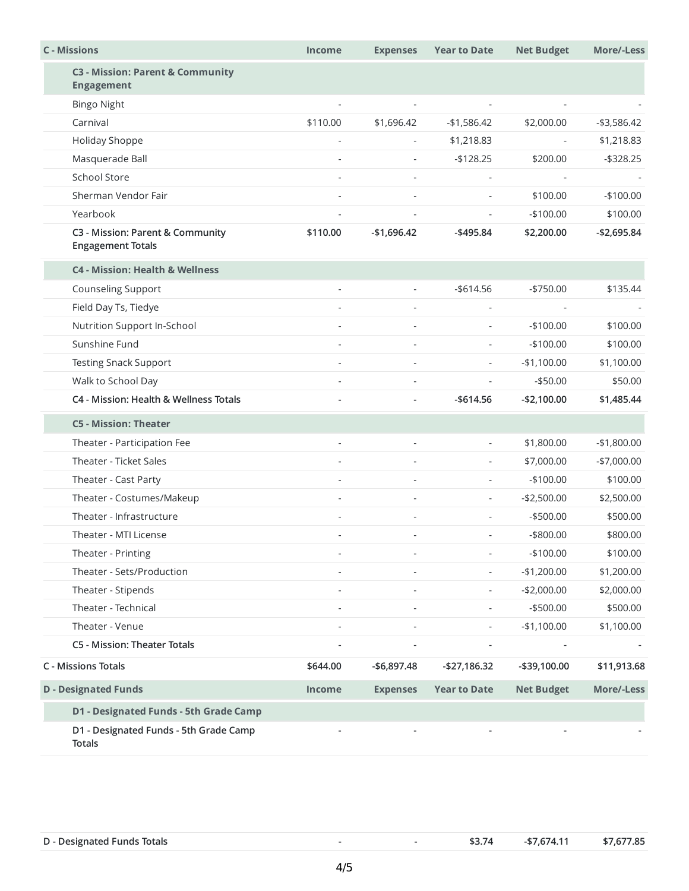| C - Missions | Income | Expenses | Year to Date | Net Budget | More/-Less |
|---|---|---|---|---|---|
| **C3 - Mission: Parent & Community Engagement** | | | | | |
| Bingo Night | - | - | - | - | - |
| Carnival | $110.00 | $1,696.42 | -$1,586.42 | $2,000.00 | -$3,586.42 |
| Holiday Shoppe | - | - | $1,218.83 | - | $1,218.83 |
| Masquerade Ball | - | - | -$128.25 | $200.00 | -$328.25 |
| School Store | - | - | - | - | - |
| Sherman Vendor Fair | - | - | - | $100.00 | -$100.00 |
| Yearbook | - | - | - | -$100.00 | $100.00 |
| **C3 - Mission: Parent & Community Engagement Totals** | **$110.00** | **-$1,696.42** | **-$495.84** | **$2,200.00** | **-$2,695.84** |
| **C4 - Mission: Health & Wellness** | | | | | |
| Counseling Support | - | - | -$614.56 | -$750.00 | $135.44 |
| Field Day Ts, Tiedye | - | - | - | - | - |
| Nutrition Support In-School | - | - | - | -$100.00 | $100.00 |
| Sunshine Fund | - | - | - | -$100.00 | $100.00 |
| Testing Snack Support | - | - | - | -$1,100.00 | $1,100.00 |
| Walk to School Day | - | - | - | -$50.00 | $50.00 |
| **C4 - Mission: Health & Wellness Totals** | **-** | **-** | **-$614.56** | **-$2,100.00** | **$1,485.44** |
| **C5 - Mission: Theater** | | | | | |
| Theater - Participation Fee | - | - | - | $1,800.00 | -$1,800.00 |
| Theater - Ticket Sales | - | - | - | $7,000.00 | -$7,000.00 |
| Theater - Cast Party | - | - | - | -$100.00 | $100.00 |
| Theater - Costumes/Makeup | - | - | - | -$2,500.00 | $2,500.00 |
| Theater - Infrastructure | - | - | - | -$500.00 | $500.00 |
| Theater - MTI License | - | - | - | -$800.00 | $800.00 |
| Theater - Printing | - | - | - | -$100.00 | $100.00 |
| Theater - Sets/Production | - | - | - | -$1,200.00 | $1,200.00 |
| Theater - Stipends | - | - | - | -$2,000.00 | $2,000.00 |
| Theater - Technical | - | - | - | -$500.00 | $500.00 |
| Theater - Venue | - | - | - | -$1,100.00 | $1,100.00 |
| **C5 - Mission: Theater Totals** | **-** | **-** | **-** | **-** | **-** |
| **C - Missions Totals** | **$644.00** | **-$6,897.48** | **-$27,186.32** | **-$39,100.00** | **$11,913.68** |

| D - Designated Funds | Income | Expenses | Year to Date | Net Budget | More/-Less |
|---|---|---|---|---|---|
| **D1 - Designated Funds - 5th Grade Camp** | | | | | |
| **D1 - Designated Funds - 5th Grade Camp Totals** | **-** | **-** | **-** | **-** | **-** |
| **D - Designated Funds Totals** | **-** | **-** | **$3.74** | **-$7,674.11** | **$7,677.85** |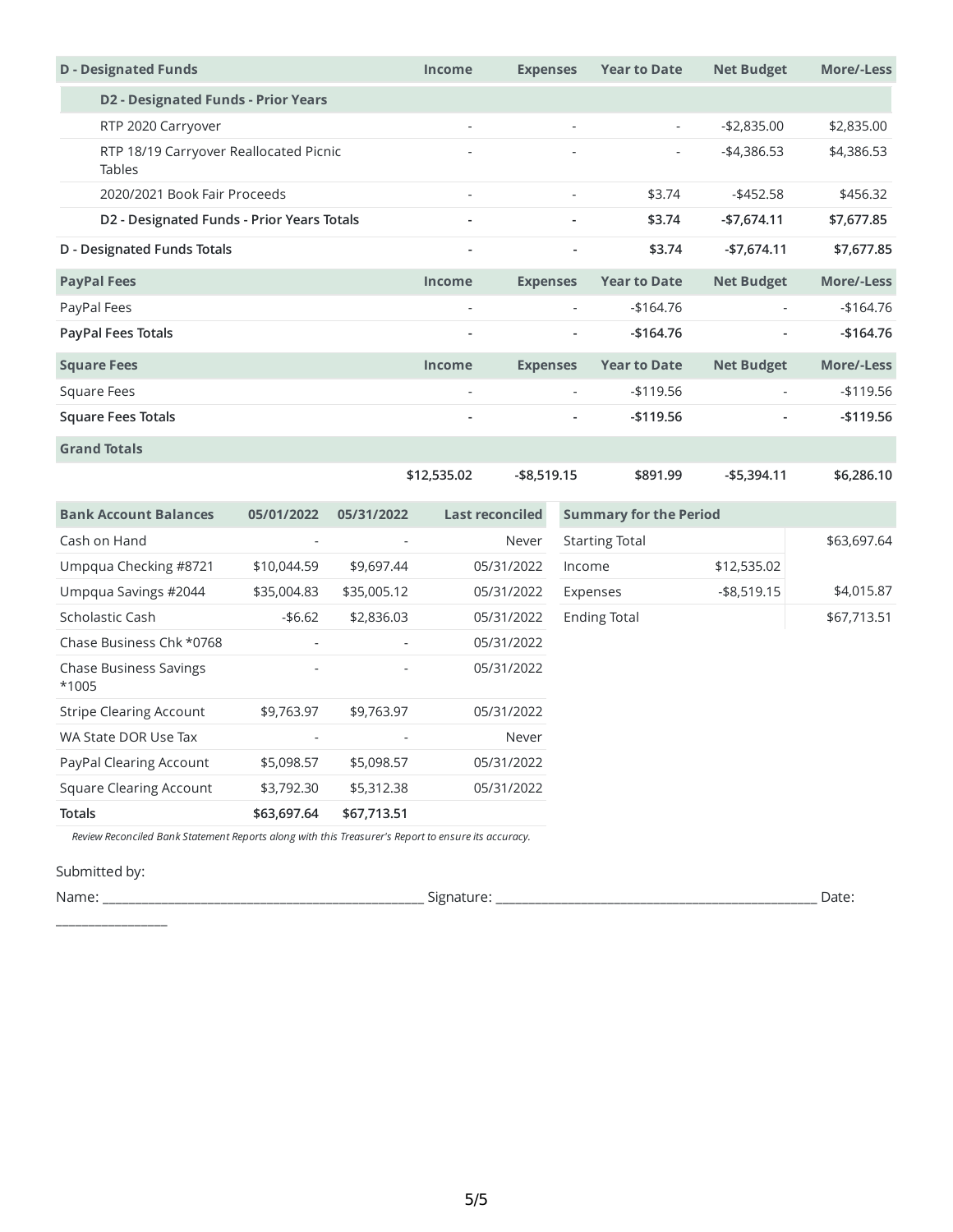| D - Designated Funds | Income | Expenses | Year to Date | Net Budget | More/-Less |
|---|---|---|---|---|---|
| **D2 - Designated Funds - Prior Years** | | | | | |
| RTP 2020 Carryover | - | - | - | -$2,835.00 | $2,835.00 |
| RTP 18/19 Carryover Reallocated Picnic Tables | - | - | - | -$4,386.53 | $4,386.53 |
| 2020/2021 Book Fair Proceeds | - | - | $3.74 | -$452.58 | $456.32 |
| **D2 - Designated Funds - Prior Years Totals** | **-** | **-** | **$3.74** | **-$7,674.11** | **$7,677.85** |
| **D - Designated Funds Totals** | **-** | **-** | **$3.74** | **-$7,674.11** | **$7,677.85** |

| PayPal Fees | Income | Expenses | Year to Date | Net Budget | More/-Less |
|---|---|---|---|---|---|
| PayPal Fees | - | - | -$164.76 | - | -$164.76 |
| **PayPal Fees Totals** | **-** | **-** | **-$164.76** | **-** | **-$164.76** |

| Square Fees | Income | Expenses | Year to Date | Net Budget | More/-Less |
|---|---|---|---|---|---|
| Square Fees | - | - | -$119.56 | - | -$119.56 |
| **Square Fees Totals** | **-** | **-** | **-$119.56** | **-** | **-$119.56** |

| Grand Totals | Income | Expenses | Year to Date | Net Budget | More/-Less |
|---|---|---|---|---|---|
| | **$12,535.02** | **-$8,519.15** | **$891.99** | **-$5,394.11** | **$6,286.10** |

| Bank Account Balances | 05/01/2022 | 05/31/2022 | Last reconciled |
|---|---|---|---|
| Cash on Hand | - | - | Never |
| Umpqua Checking #8721 | $10,044.59 | $9,697.44 | 05/31/2022 |
| Umpqua Savings #2044 | $35,004.83 | $35,005.12 | 05/31/2022 |
| Scholastic Cash | -$6.62 | $2,836.03 | 05/31/2022 |
| Chase Business Chk *0768 | - | - | 05/31/2022 |
| Chase Business Savings *1005 | - | - | 05/31/2022 |
| Stripe Clearing Account | $9,763.97 | $9,763.97 | 05/31/2022 |
| WA State DOR Use Tax | - | - | Never |
| PayPal Clearing Account | $5,098.57 | $5,098.57 | 05/31/2022 |
| Square Clearing Account | $3,792.30 | $5,312.38 | 05/31/2022 |
| **Totals** | **$63,697.64** | **$67,713.51** | |

*Review Reconciled Bank Statement Reports along with this Treasurer's Report to ensure its accuracy.*

| Summary for the Period | | |
|---|---|---|
| Starting Total | | $63,697.64 |
| Income | $12,535.02 | |
| Expenses | -$8,519.15 | $4,015.87 |
| Ending Total | | $67,713.51 |

Submitted by:

Name: ______________________________ Signature: ______________________________ Date: ____________